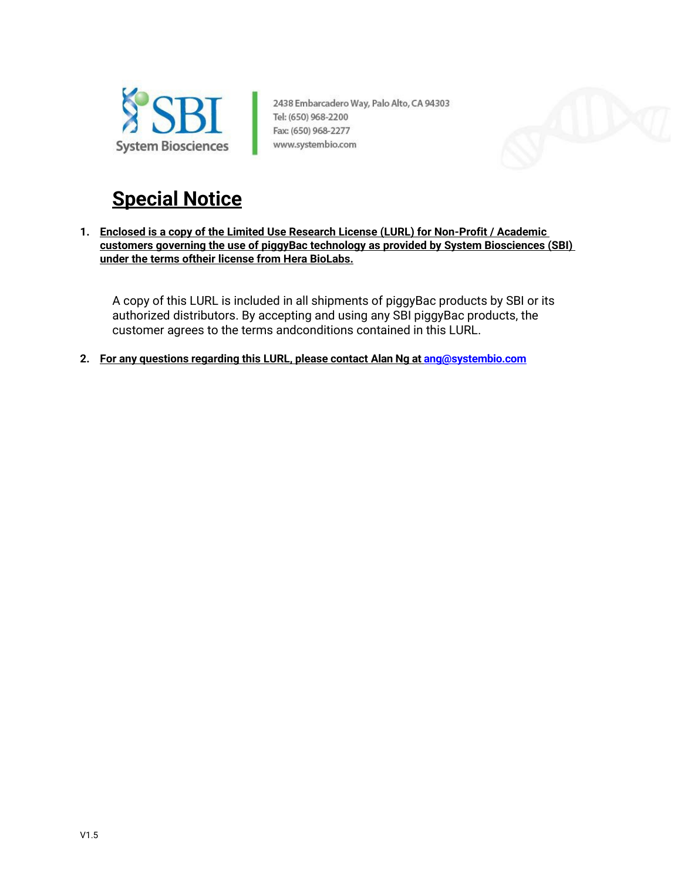SBI System Biosciences

2438 Embarcadero Way, Palo Alto, CA 94303
Tel: (650) 968-2200
Fax: (650) 968-2277
www.systembio.com

# Special Notice

1. **Enclosed is a copy of the Limited Use Research License (LURL) for Non-Profit / Academic customers governing the use of piggyBac technology as provided by System Biosciences (SBI) under the terms oftheir license from Hera BioLabs.**

   A copy of this LURL is included in all shipments of piggyBac products by SBI or its authorized distributors. By accepting and using any SBI piggyBac products, the customer agrees to the terms andconditions contained in this LURL.

2. **For any questions regarding this LURL, please contact Alan Ng at ang@systembio.com**

V1.5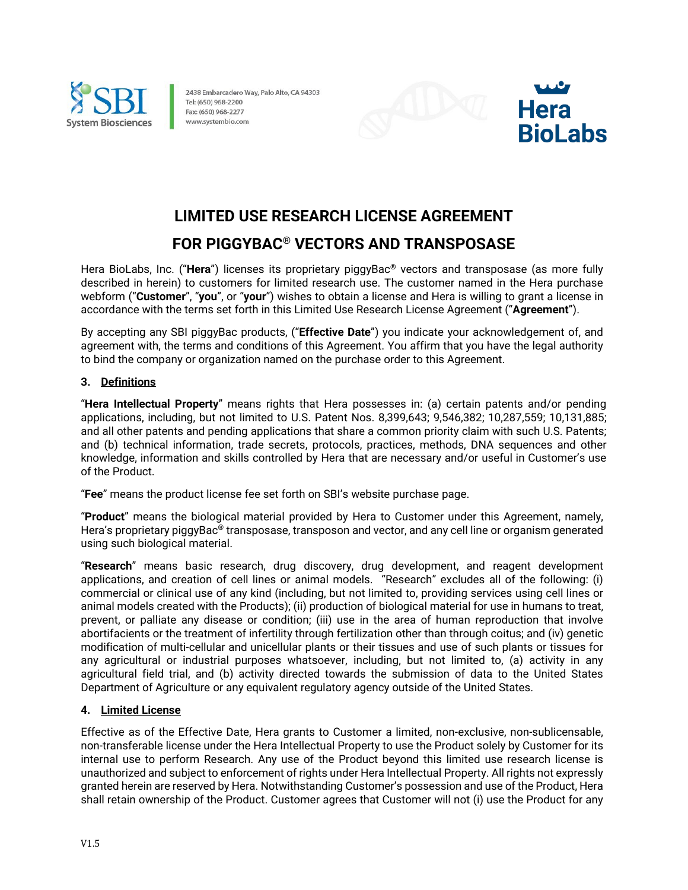# LIMITED USE RESEARCH LICENSE AGREEMENT

# FOR PIGGYBAC® VECTORS AND TRANSPOSASE

Hera BioLabs, Inc. ("**Hera**") licenses its proprietary piggyBac® vectors and transposase (as more fully described in herein) to customers for limited research use. The customer named in the Hera purchase webform ("**Customer**", "**you**", or "**your**") wishes to obtain a license and Hera is willing to grant a license in accordance with the terms set forth in this Limited Use Research License Agreement ("**Agreement**").

By accepting any SBI piggyBac products, ("**Effective Date**") you indicate your acknowledgement of, and agreement with, the terms and conditions of this Agreement. You affirm that you have the legal authority to bind the company or organization named on the purchase order to this Agreement.

**3. <u>Definitions</u>**

"**Hera Intellectual Property**" means rights that Hera possesses in: (a) certain patents and/or pending applications, including, but not limited to U.S. Patent Nos. 8,399,643; 9,546,382; 10,287,559; 10,131,885; and all other patents and pending applications that share a common priority claim with such U.S. Patents; and (b) technical information, trade secrets, protocols, practices, methods, DNA sequences and other knowledge, information and skills controlled by Hera that are necessary and/or useful in Customer's use of the Product.

"**Fee**" means the product license fee set forth on SBI's website purchase page.

"**Product**" means the biological material provided by Hera to Customer under this Agreement, namely, Hera's proprietary piggyBac® transposase, transposon and vector, and any cell line or organism generated using such biological material.

"**Research**" means basic research, drug discovery, drug development, and reagent development applications, and creation of cell lines or animal models. "Research" excludes all of the following: (i) commercial or clinical use of any kind (including, but not limited to, providing services using cell lines or animal models created with the Products); (ii) production of biological material for use in humans to treat, prevent, or palliate any disease or condition; (iii) use in the area of human reproduction that involve abortifacients or the treatment of infertility through fertilization other than through coitus; and (iv) genetic modification of multi-cellular and unicellular plants or their tissues and use of such plants or tissues for any agricultural or industrial purposes whatsoever, including, but not limited to, (a) activity in any agricultural field trial, and (b) activity directed towards the submission of data to the United States Department of Agriculture or any equivalent regulatory agency outside of the United States.

**4. <u>Limited License</u>**

Effective as of the Effective Date, Hera grants to Customer a limited, non-exclusive, non-sublicensable, non-transferable license under the Hera Intellectual Property to use the Product solely by Customer for its internal use to perform Research. Any use of the Product beyond this limited use research license is unauthorized and subject to enforcement of rights under Hera Intellectual Property. All rights not expressly granted herein are reserved by Hera. Notwithstanding Customer's possession and use of the Product, Hera shall retain ownership of the Product. Customer agrees that Customer will not (i) use the Product for any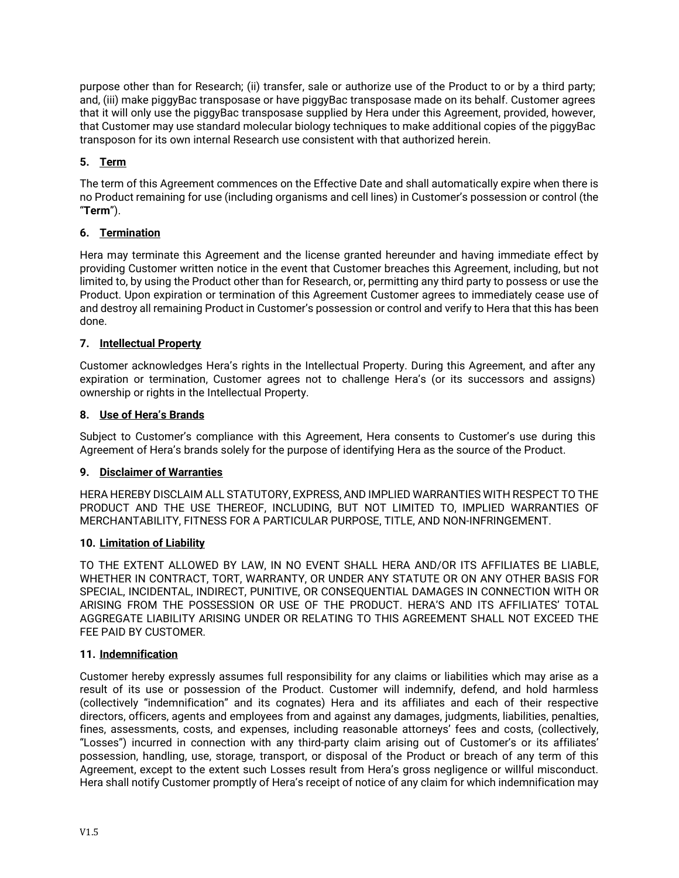purpose other than for Research; (ii) transfer, sale or authorize use of the Product to or by a third party; and, (iii) make piggyBac transposase or have piggyBac transposase made on its behalf. Customer agrees that it will only use the piggyBac transposase supplied by Hera under this Agreement, provided, however, that Customer may use standard molecular biology techniques to make additional copies of the piggyBac transposon for its own internal Research use consistent with that authorized herein.

**5. Term**

The term of this Agreement commences on the Effective Date and shall automatically expire when there is no Product remaining for use (including organisms and cell lines) in Customer's possession or control (the "**Term**").

**6. Termination**

Hera may terminate this Agreement and the license granted hereunder and having immediate effect by providing Customer written notice in the event that Customer breaches this Agreement, including, but not limited to, by using the Product other than for Research, or, permitting any third party to possess or use the Product. Upon expiration or termination of this Agreement Customer agrees to immediately cease use of and destroy all remaining Product in Customer's possession or control and verify to Hera that this has been done.

**7. Intellectual Property**

Customer acknowledges Hera's rights in the Intellectual Property. During this Agreement, and after any expiration or termination, Customer agrees not to challenge Hera's (or its successors and assigns) ownership or rights in the Intellectual Property.

**8. Use of Hera's Brands**

Subject to Customer's compliance with this Agreement, Hera consents to Customer's use during this Agreement of Hera's brands solely for the purpose of identifying Hera as the source of the Product.

**9. Disclaimer of Warranties**

HERA HEREBY DISCLAIM ALL STATUTORY, EXPRESS, AND IMPLIED WARRANTIES WITH RESPECT TO THE PRODUCT AND THE USE THEREOF, INCLUDING, BUT NOT LIMITED TO, IMPLIED WARRANTIES OF MERCHANTABILITY, FITNESS FOR A PARTICULAR PURPOSE, TITLE, AND NON-INFRINGEMENT.

**10. Limitation of Liability**

TO THE EXTENT ALLOWED BY LAW, IN NO EVENT SHALL HERA AND/OR ITS AFFILIATES BE LIABLE, WHETHER IN CONTRACT, TORT, WARRANTY, OR UNDER ANY STATUTE OR ON ANY OTHER BASIS FOR SPECIAL, INCIDENTAL, INDIRECT, PUNITIVE, OR CONSEQUENTIAL DAMAGES IN CONNECTION WITH OR ARISING FROM THE POSSESSION OR USE OF THE PRODUCT. HERA'S AND ITS AFFILIATES' TOTAL AGGREGATE LIABILITY ARISING UNDER OR RELATING TO THIS AGREEMENT SHALL NOT EXCEED THE FEE PAID BY CUSTOMER.

**11. Indemnification**

Customer hereby expressly assumes full responsibility for any claims or liabilities which may arise as a result of its use or possession of the Product. Customer will indemnify, defend, and hold harmless (collectively "indemnification" and its cognates) Hera and its affiliates and each of their respective directors, officers, agents and employees from and against any damages, judgments, liabilities, penalties, fines, assessments, costs, and expenses, including reasonable attorneys' fees and costs, (collectively, "Losses") incurred in connection with any third-party claim arising out of Customer's or its affiliates' possession, handling, use, storage, transport, or disposal of the Product or breach of any term of this Agreement, except to the extent such Losses result from Hera's gross negligence or willful misconduct. Hera shall notify Customer promptly of Hera's receipt of notice of any claim for which indemnification may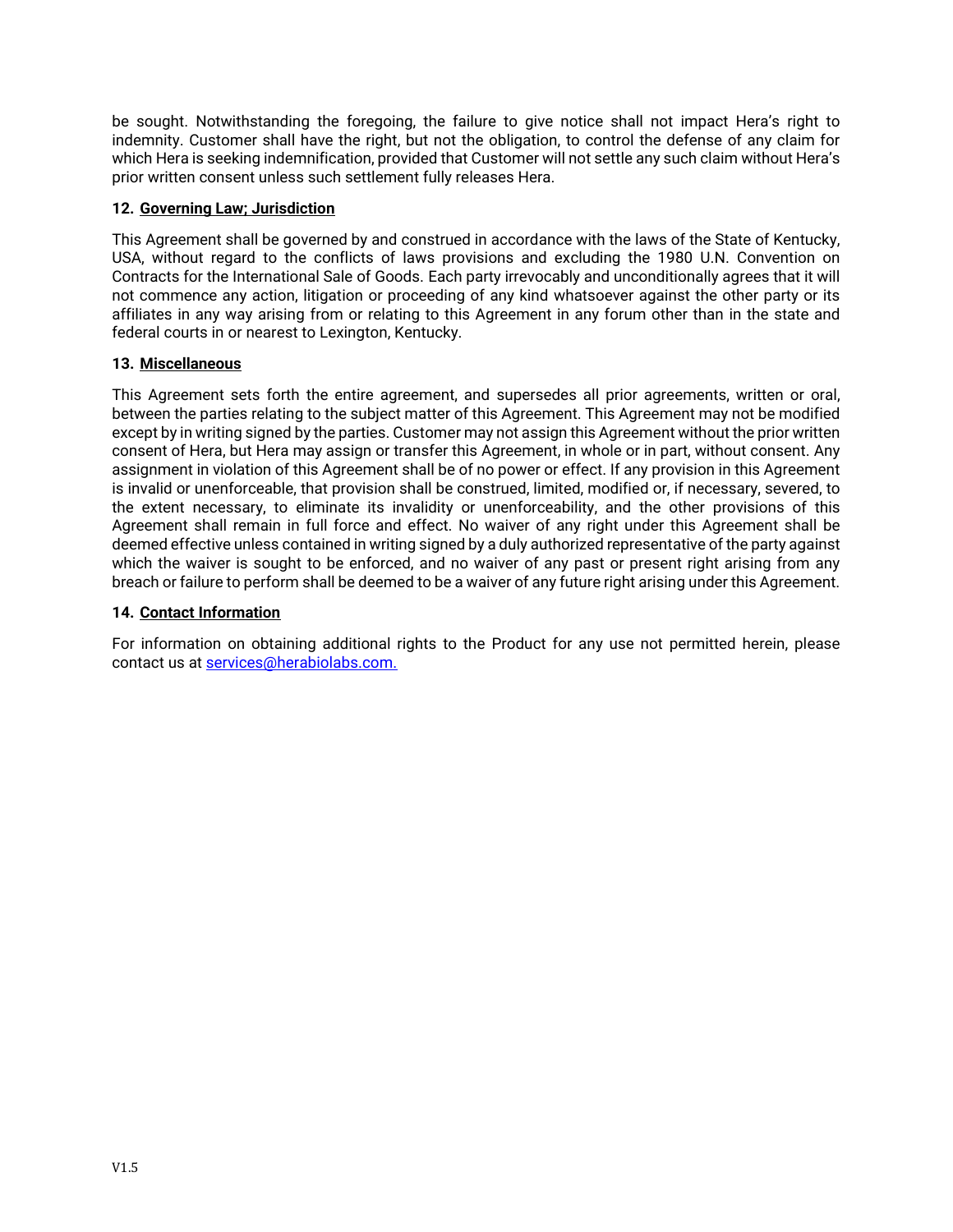be sought. Notwithstanding the foregoing, the failure to give notice shall not impact Hera's right to indemnity. Customer shall have the right, but not the obligation, to control the defense of any claim for which Hera is seeking indemnification, provided that Customer will not settle any such claim without Hera's prior written consent unless such settlement fully releases Hera.

**12. Governing Law; Jurisdiction**

This Agreement shall be governed by and construed in accordance with the laws of the State of Kentucky, USA, without regard to the conflicts of laws provisions and excluding the 1980 U.N. Convention on Contracts for the International Sale of Goods. Each party irrevocably and unconditionally agrees that it will not commence any action, litigation or proceeding of any kind whatsoever against the other party or its affiliates in any way arising from or relating to this Agreement in any forum other than in the state and federal courts in or nearest to Lexington, Kentucky.

**13. Miscellaneous**

This Agreement sets forth the entire agreement, and supersedes all prior agreements, written or oral, between the parties relating to the subject matter of this Agreement. This Agreement may not be modified except by in writing signed by the parties. Customer may not assign this Agreement without the prior written consent of Hera, but Hera may assign or transfer this Agreement, in whole or in part, without consent. Any assignment in violation of this Agreement shall be of no power or effect. If any provision in this Agreement is invalid or unenforceable, that provision shall be construed, limited, modified or, if necessary, severed, to the extent necessary, to eliminate its invalidity or unenforceability, and the other provisions of this Agreement shall remain in full force and effect. No waiver of any right under this Agreement shall be deemed effective unless contained in writing signed by a duly authorized representative of the party against which the waiver is sought to be enforced, and no waiver of any past or present right arising from any breach or failure to perform shall be deemed to be a waiver of any future right arising under this Agreement.

**14. Contact Information**

For information on obtaining additional rights to the Product for any use not permitted herein, please contact us at services@herabiolabs.com.

V1.5